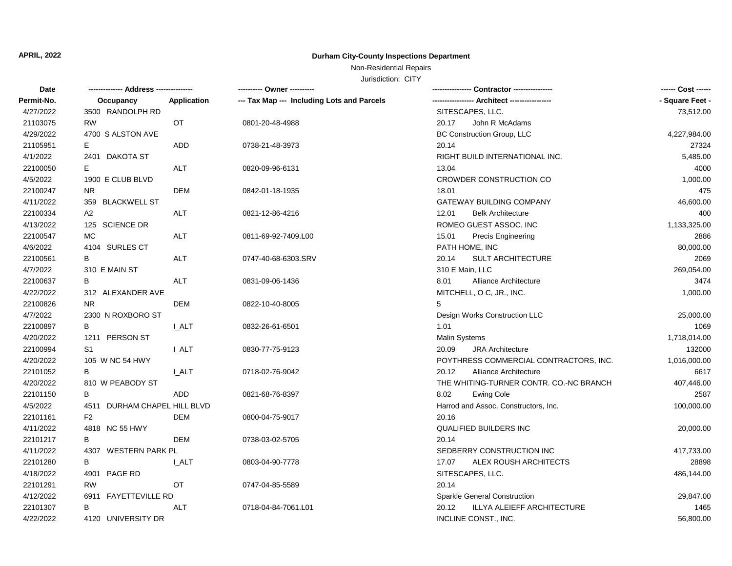**APRIL, 2022**

## Durham City-County Inspections Department

Non-Residential Repairs

Jurisdiction: CITY

| Date / Permit-No. | Address / Occupancy | Application | Owner / Tax Map --- Including Lots and Parcels | Contractor / Architect | Cost / Square Feet |
|---|---|---|---|---|---|
| 4/27/2022 | 3500 RANDOLPH RD | | | SITESCAPES, LLC. | 73,512.00 |
| 21103075 | RW | OT | 0801-20-48-4988 | 20.17 John R McAdams | |
| 4/29/2022 | 4700 S ALSTON AVE | | | BC Construction Group, LLC | 4,227,984.00 |
| 21105951 | E | ADD | 0738-21-48-3973 | 20.14 | 27324 |
| 4/1/2022 | 2401 DAKOTA ST | | | RIGHT BUILD INTERNATIONAL INC. | 5,485.00 |
| 22100050 | E | ALT | 0820-09-96-6131 | 13.04 | 4000 |
| 4/5/2022 | 1900 E CLUB BLVD | | | CROWDER CONSTRUCTION CO | 1,000.00 |
| 22100247 | NR | DEM | 0842-01-18-1935 | 18.01 | 475 |
| 4/11/2022 | 359 BLACKWELL ST | | | GATEWAY BUILDING COMPANY | 46,600.00 |
| 22100334 | A2 | ALT | 0821-12-86-4216 | 12.01 Belk Architecture | 400 |
| 4/13/2022 | 125 SCIENCE DR | | | ROMEO GUEST ASSOC. INC | 1,133,325.00 |
| 22100547 | MC | ALT | 0811-69-92-7409.L00 | 15.01 Precis Engineering | 2886 |
| 4/6/2022 | 4104 SURLES CT | | | PATH HOME, INC | 80,000.00 |
| 22100561 | B | ALT | 0747-40-68-6303.SRV | 20.14 SULT ARCHITECTURE | 2069 |
| 4/7/2022 | 310 E MAIN ST | | | 310 E Main, LLC | 269,054.00 |
| 22100637 | B | ALT | 0831-09-06-1436 | 8.01 Alliance Architecture | 3474 |
| 4/22/2022 | 312 ALEXANDER AVE | | | MITCHELL, O C, JR., INC. | 1,000.00 |
| 22100826 | NR | DEM | 0822-10-40-8005 | 5 | |
| 4/7/2022 | 2300 N ROXBORO ST | | | Design Works Construction LLC | 25,000.00 |
| 22100897 | B | I_ALT | 0832-26-61-6501 | 1.01 | 1069 |
| 4/20/2022 | 1211 PERSON ST | | | Malin Systems | 1,718,014.00 |
| 22100994 | S1 | I_ALT | 0830-77-75-9123 | 20.09 JRA Architecture | 132000 |
| 4/20/2022 | 105 W NC 54 HWY | | | POYTHRESS COMMERCIAL CONTRACTORS, INC. | 1,016,000.00 |
| 22101052 | B | I_ALT | 0718-02-76-9042 | 20.12 Alliance Architecture | 6617 |
| 4/20/2022 | 810 W PEABODY ST | | | THE WHITING-TURNER CONTR. CO.-NC BRANCH | 407,446.00 |
| 22101150 | B | ADD | 0821-68-76-8397 | 8.02 Ewing Cole | 2587 |
| 4/5/2022 | 4511 DURHAM CHAPEL HILL BLVD | | | Harrod and Assoc. Constructors, Inc. | 100,000.00 |
| 22101161 | F2 | DEM | 0800-04-75-9017 | 20.16 | |
| 4/11/2022 | 4818 NC 55 HWY | | | QUALIFIED BUILDERS INC | 20,000.00 |
| 22101217 | B | DEM | 0738-03-02-5705 | 20.14 | |
| 4/11/2022 | 4307 WESTERN PARK PL | | | SEDBERRY CONSTRUCTION INC | 417,733.00 |
| 22101280 | B | I_ALT | 0803-04-90-7778 | 17.07 ALEX ROUSH ARCHITECTS | 28898 |
| 4/18/2022 | 4901 PAGE RD | | | SITESCAPES, LLC. | 486,144.00 |
| 22101291 | RW | OT | 0747-04-85-5589 | 20.14 | |
| 4/12/2022 | 6911 FAYETTEVILLE RD | | | Sparkle General Construction | 29,847.00 |
| 22101307 | B | ALT | 0718-04-84-7061.L01 | 20.12 ILLYA ALEIEFF ARCHITECTURE | 1465 |
| 4/22/2022 | 4120 UNIVERSITY DR | | | INCLINE CONST., INC. | 56,800.00 |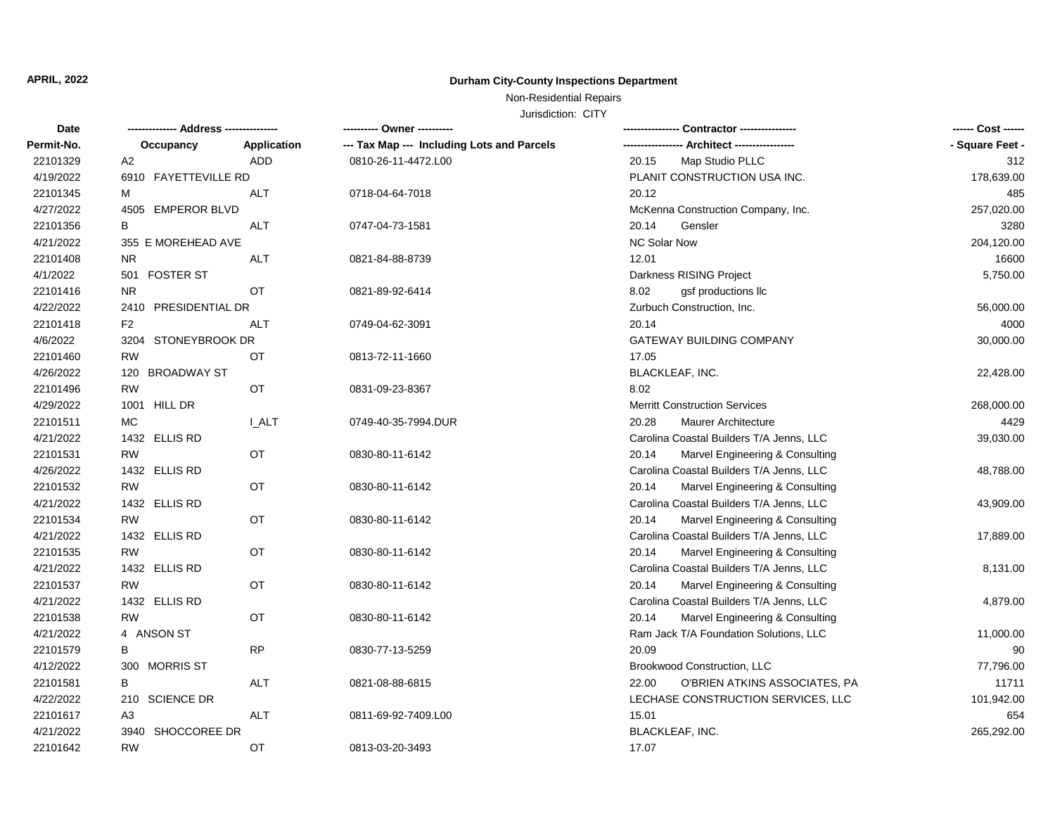**APRIL, 2022**

**Durham City-County Inspections Department**

Non-Residential Repairs

Jurisdiction: CITY

| Date<br>Permit-No. | -------------- Address --------------<br>Occupancy | <br>Application | ---------- Owner ----------<br>--- Tax Map --- Including Lots and Parcels | ---------------- Contractor ----------------<br>----------------- Architect ----------------- | ------ Cost ------<br>- Square Feet - |
|---|---|---|---|---|---|
| 22101329 | A2 | ADD | 0810-26-11-4472.L00 | 20.15 Map Studio PLLC | 312 |
| 4/19/2022 | 6910 FAYETTEVILLE RD | | | PLANIT CONSTRUCTION USA INC. | 178,639.00 |
| 22101345 | M | ALT | 0718-04-64-7018 | 20.12 | 485 |
| 4/27/2022 | 4505 EMPEROR BLVD | | | McKenna Construction Company, Inc. | 257,020.00 |
| 22101356 | B | ALT | 0747-04-73-1581 | 20.14 Gensler | 3280 |
| 4/21/2022 | 355 E MOREHEAD AVE | | | NC Solar Now | 204,120.00 |
| 22101408 | NR | ALT | 0821-84-88-8739 | 12.01 | 16600 |
| 4/1/2022 | 501 FOSTER ST | | | Darkness RISING Project | 5,750.00 |
| 22101416 | NR | OT | 0821-89-92-6414 | 8.02 gsf productions llc | |
| 4/22/2022 | 2410 PRESIDENTIAL DR | | | Zurbuch Construction, Inc. | 56,000.00 |
| 22101418 | F2 | ALT | 0749-04-62-3091 | 20.14 | 4000 |
| 4/6/2022 | 3204 STONEYBROOK DR | | | GATEWAY BUILDING COMPANY | 30,000.00 |
| 22101460 | RW | OT | 0813-72-11-1660 | 17.05 | |
| 4/26/2022 | 120 BROADWAY ST | | | BLACKLEAF, INC. | 22,428.00 |
| 22101496 | RW | OT | 0831-09-23-8367 | 8.02 | |
| 4/29/2022 | 1001 HILL DR | | | Merritt Construction Services | 268,000.00 |
| 22101511 | MC | I_ALT | 0749-40-35-7994.DUR | 20.28 Maurer Architecture | 4429 |
| 4/21/2022 | 1432 ELLIS RD | | | Carolina Coastal Builders T/A Jenns, LLC | 39,030.00 |
| 22101531 | RW | OT | 0830-80-11-6142 | 20.14 Marvel Engineering & Consulting | |
| 4/26/2022 | 1432 ELLIS RD | | | Carolina Coastal Builders T/A Jenns, LLC | 48,788.00 |
| 22101532 | RW | OT | 0830-80-11-6142 | 20.14 Marvel Engineering & Consulting | |
| 4/21/2022 | 1432 ELLIS RD | | | Carolina Coastal Builders T/A Jenns, LLC | 43,909.00 |
| 22101534 | RW | OT | 0830-80-11-6142 | 20.14 Marvel Engineering & Consulting | |
| 4/21/2022 | 1432 ELLIS RD | | | Carolina Coastal Builders T/A Jenns, LLC | 17,889.00 |
| 22101535 | RW | OT | 0830-80-11-6142 | 20.14 Marvel Engineering & Consulting | |
| 4/21/2022 | 1432 ELLIS RD | | | Carolina Coastal Builders T/A Jenns, LLC | 8,131.00 |
| 22101537 | RW | OT | 0830-80-11-6142 | 20.14 Marvel Engineering & Consulting | |
| 4/21/2022 | 1432 ELLIS RD | | | Carolina Coastal Builders T/A Jenns, LLC | 4,879.00 |
| 22101538 | RW | OT | 0830-80-11-6142 | 20.14 Marvel Engineering & Consulting | |
| 4/21/2022 | 4 ANSON ST | | | Ram Jack T/A Foundation Solutions, LLC | 11,000.00 |
| 22101579 | B | RP | 0830-77-13-5259 | 20.09 | 90 |
| 4/12/2022 | 300 MORRIS ST | | | Brookwood Construction, LLC | 77,796.00 |
| 22101581 | B | ALT | 0821-08-88-6815 | 22.00 O'BRIEN ATKINS ASSOCIATES, PA | 11711 |
| 4/22/2022 | 210 SCIENCE DR | | | LECHASE CONSTRUCTION SERVICES, LLC | 101,942.00 |
| 22101617 | A3 | ALT | 0811-69-92-7409.L00 | 15.01 | 654 |
| 4/21/2022 | 3940 SHOCCOREE DR | | | BLACKLEAF, INC. | 265,292.00 |
| 22101642 | RW | OT | 0813-03-20-3493 | 17.07 | |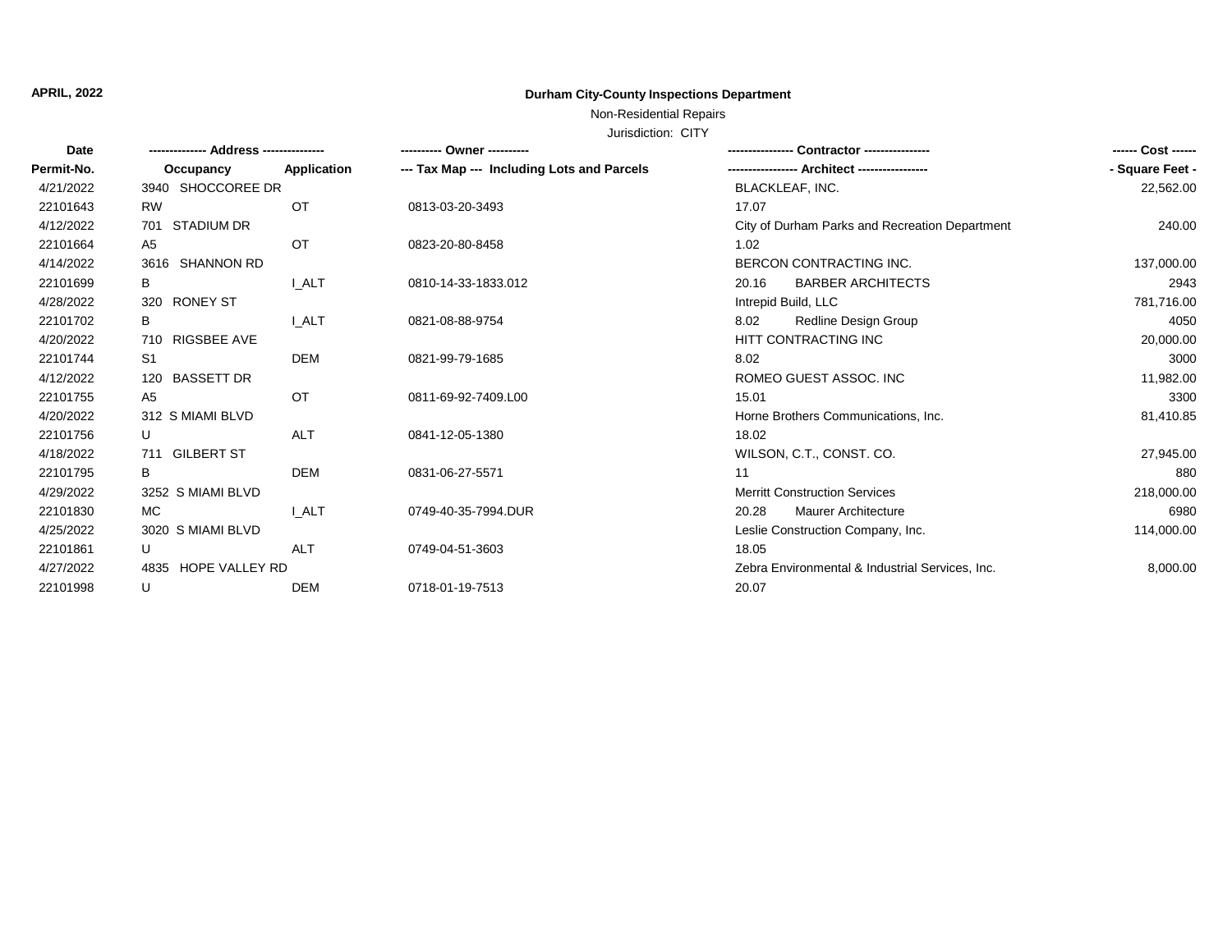**APRIL, 2022**

**Durham City-County Inspections Department**

Non-Residential Repairs

Jurisdiction: CITY

| Date | -------------- Address -------------- | | ---------- Owner ---------- | ---------------- Contractor ---------------- | | ------ Cost ------ |
|---|---|---|---|---|---|---|
| **Permit-No.** | **Occupancy** | **Application** | **--- Tax Map --- Including Lots and Parcels** | **----------------- Architect -----------------** | | **- Square Feet -** |
| 4/21/2022 | 3940 SHOCCOREE DR | | | BLACKLEAF, INC. | | 22,562.00 |
| 22101643 | RW | OT | 0813-03-20-3493 | 17.07 | | |
| 4/12/2022 | 701 STADIUM DR | | | City of Durham Parks and Recreation Department | | 240.00 |
| 22101664 | A5 | OT | 0823-20-80-8458 | 1.02 | | |
| 4/14/2022 | 3616 SHANNON RD | | | BERCON CONTRACTING INC. | | 137,000.00 |
| 22101699 | B | I_ALT | 0810-14-33-1833.012 | 20.16 | BARBER ARCHITECTS | 2943 |
| 4/28/2022 | 320 RONEY ST | | | Intrepid Build, LLC | | 781,716.00 |
| 22101702 | B | I_ALT | 0821-08-88-9754 | 8.02 | Redline Design Group | 4050 |
| 4/20/2022 | 710 RIGSBEE AVE | | | HITT CONTRACTING INC | | 20,000.00 |
| 22101744 | S1 | DEM | 0821-99-79-1685 | 8.02 | | 3000 |
| 4/12/2022 | 120 BASSETT DR | | | ROMEO GUEST ASSOC. INC | | 11,982.00 |
| 22101755 | A5 | OT | 0811-69-92-7409.L00 | 15.01 | | 3300 |
| 4/20/2022 | 312 S MIAMI BLVD | | | Horne Brothers Communications, Inc. | | 81,410.85 |
| 22101756 | U | ALT | 0841-12-05-1380 | 18.02 | | |
| 4/18/2022 | 711 GILBERT ST | | | WILSON, C.T., CONST. CO. | | 27,945.00 |
| 22101795 | B | DEM | 0831-06-27-5571 | 11 | | 880 |
| 4/29/2022 | 3252 S MIAMI BLVD | | | Merritt Construction Services | | 218,000.00 |
| 22101830 | MC | I_ALT | 0749-40-35-7994.DUR | 20.28 | Maurer Architecture | 6980 |
| 4/25/2022 | 3020 S MIAMI BLVD | | | Leslie Construction Company, Inc. | | 114,000.00 |
| 22101861 | U | ALT | 0749-04-51-3603 | 18.05 | | |
| 4/27/2022 | 4835 HOPE VALLEY RD | | | Zebra Environmental & Industrial Services, Inc. | | 8,000.00 |
| 22101998 | U | DEM | 0718-01-19-7513 | 20.07 | | |